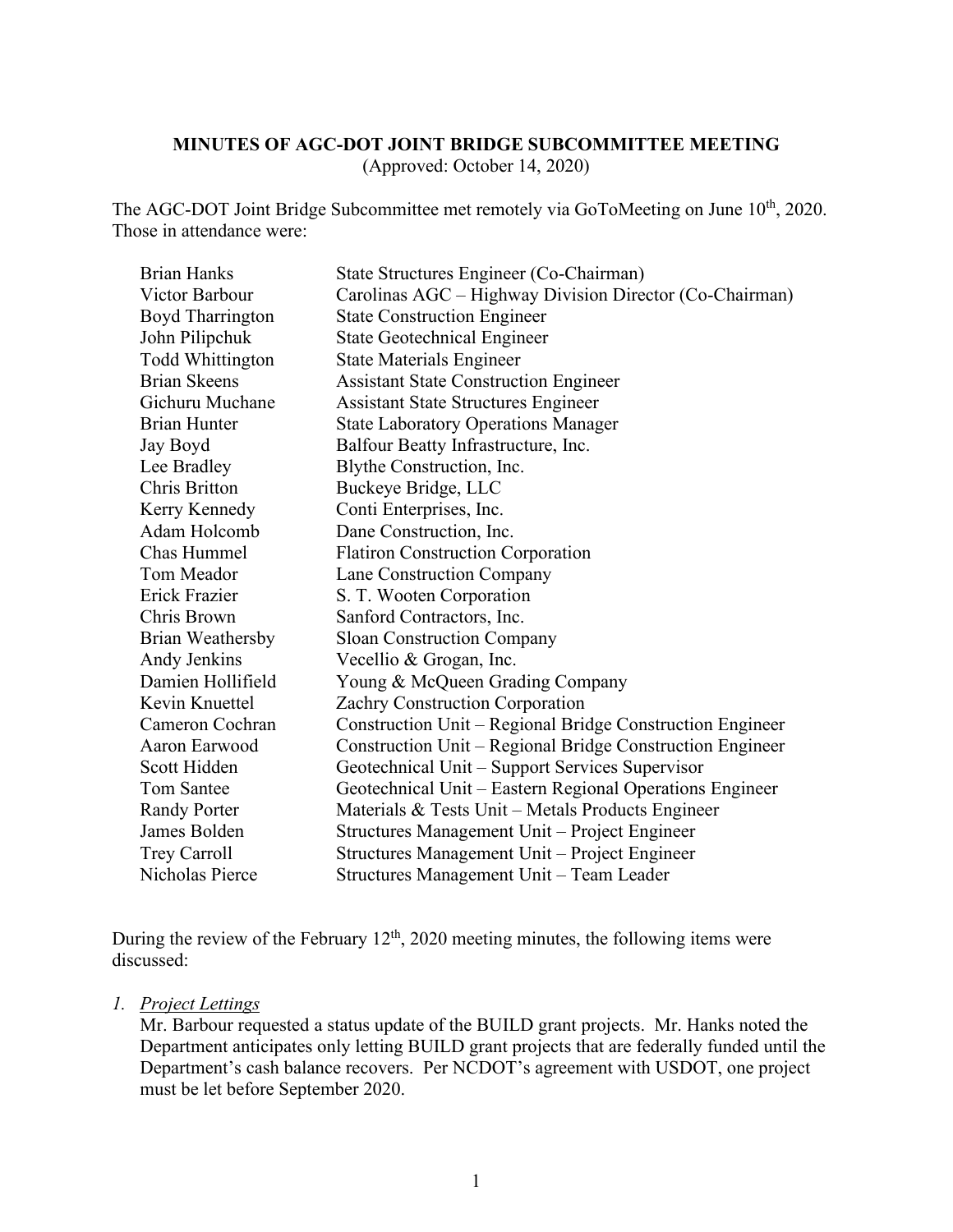**MINUTES OF AGC-DOT JOINT BRIDGE SUBCOMMITTEE MEETING**
(Approved: October 14, 2020)

The AGC-DOT Joint Bridge Subcommittee met remotely via GoToMeeting on June 10th, 2020. Those in attendance were:

| | |
|---|---|
| Brian Hanks | State Structures Engineer (Co-Chairman) |
| Victor Barbour | Carolinas AGC – Highway Division Director (Co-Chairman) |
| Boyd Tharrington | State Construction Engineer |
| John Pilipchuk | State Geotechnical Engineer |
| Todd Whittington | State Materials Engineer |
| Brian Skeens | Assistant State Construction Engineer |
| Gichuru Muchane | Assistant State Structures Engineer |
| Brian Hunter | State Laboratory Operations Manager |
| Jay Boyd | Balfour Beatty Infrastructure, Inc. |
| Lee Bradley | Blythe Construction, Inc. |
| Chris Britton | Buckeye Bridge, LLC |
| Kerry Kennedy | Conti Enterprises, Inc. |
| Adam Holcomb | Dane Construction, Inc. |
| Chas Hummel | Flatiron Construction Corporation |
| Tom Meador | Lane Construction Company |
| Erick Frazier | S. T. Wooten Corporation |
| Chris Brown | Sanford Contractors, Inc. |
| Brian Weathersby | Sloan Construction Company |
| Andy Jenkins | Vecellio & Grogan, Inc. |
| Damien Hollifield | Young & McQueen Grading Company |
| Kevin Knuettel | Zachry Construction Corporation |
| Cameron Cochran | Construction Unit – Regional Bridge Construction Engineer |
| Aaron Earwood | Construction Unit – Regional Bridge Construction Engineer |
| Scott Hidden | Geotechnical Unit – Support Services Supervisor |
| Tom Santee | Geotechnical Unit – Eastern Regional Operations Engineer |
| Randy Porter | Materials & Tests Unit – Metals Products Engineer |
| James Bolden | Structures Management Unit – Project Engineer |
| Trey Carroll | Structures Management Unit – Project Engineer |
| Nicholas Pierce | Structures Management Unit – Team Leader |

During the review of the February 12th, 2020 meeting minutes, the following items were discussed:

1. *Project Lettings*
   Mr. Barbour requested a status update of the BUILD grant projects. Mr. Hanks noted the Department anticipates only letting BUILD grant projects that are federally funded until the Department's cash balance recovers. Per NCDOT's agreement with USDOT, one project must be let before September 2020.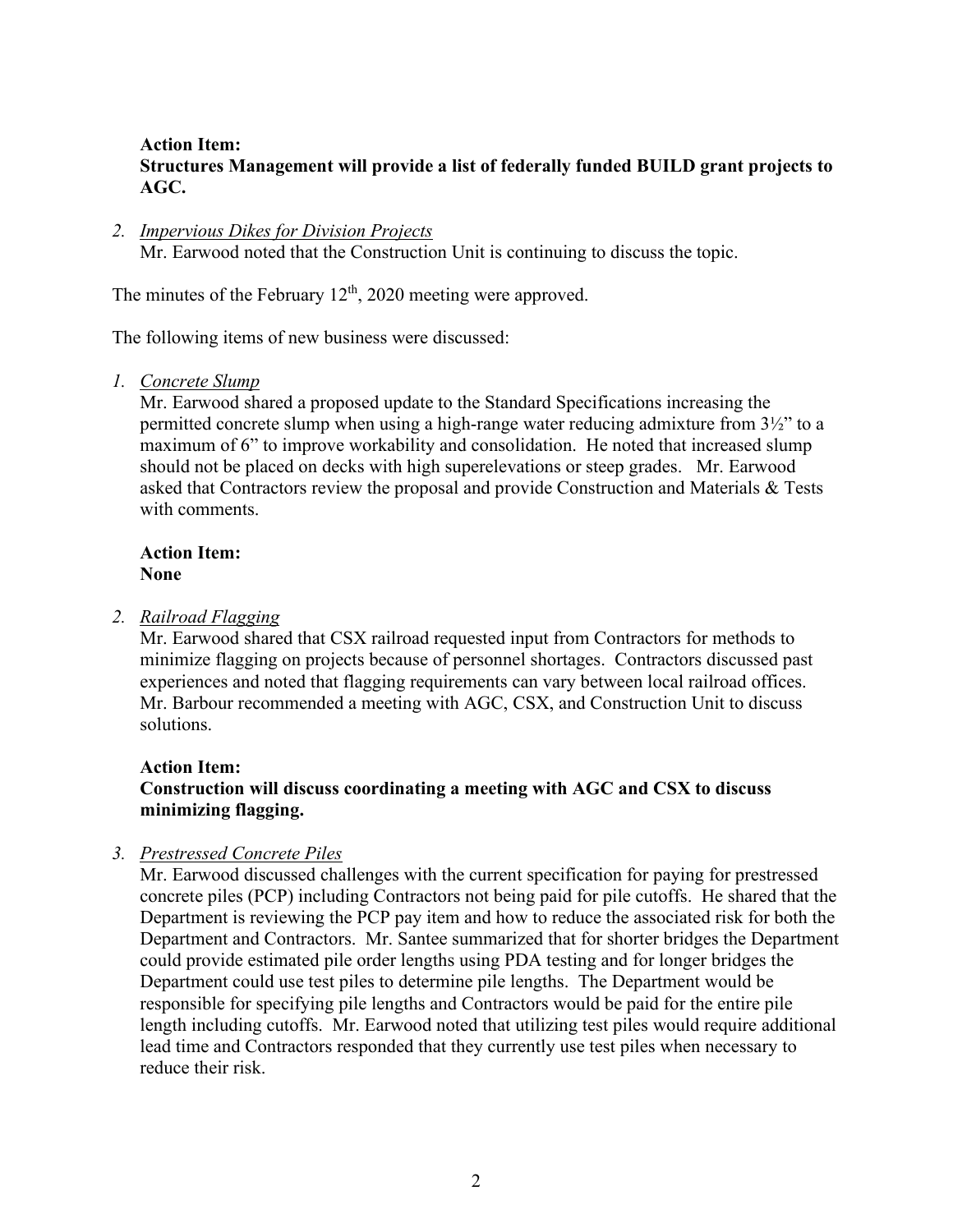**Action Item:**
**Structures Management will provide a list of federally funded BUILD grant projects to AGC.**

2. *Impervious Dikes for Division Projects*
   Mr. Earwood noted that the Construction Unit is continuing to discuss the topic.

The minutes of the February 12th, 2020 meeting were approved.

The following items of new business were discussed:

1. *Concrete Slump*
   Mr. Earwood shared a proposed update to the Standard Specifications increasing the permitted concrete slump when using a high-range water reducing admixture from 3½" to a maximum of 6" to improve workability and consolidation. He noted that increased slump should not be placed on decks with high superelevations or steep grades. Mr. Earwood asked that Contractors review the proposal and provide Construction and Materials & Tests with comments.

   **Action Item:**
   **None**

2. *Railroad Flagging*
   Mr. Earwood shared that CSX railroad requested input from Contractors for methods to minimize flagging on projects because of personnel shortages. Contractors discussed past experiences and noted that flagging requirements can vary between local railroad offices. Mr. Barbour recommended a meeting with AGC, CSX, and Construction Unit to discuss solutions.

   **Action Item:**
   **Construction will discuss coordinating a meeting with AGC and CSX to discuss minimizing flagging.**

3. *Prestressed Concrete Piles*
   Mr. Earwood discussed challenges with the current specification for paying for prestressed concrete piles (PCP) including Contractors not being paid for pile cutoffs. He shared that the Department is reviewing the PCP pay item and how to reduce the associated risk for both the Department and Contractors. Mr. Santee summarized that for shorter bridges the Department could provide estimated pile order lengths using PDA testing and for longer bridges the Department could use test piles to determine pile lengths. The Department would be responsible for specifying pile lengths and Contractors would be paid for the entire pile length including cutoffs. Mr. Earwood noted that utilizing test piles would require additional lead time and Contractors responded that they currently use test piles when necessary to reduce their risk.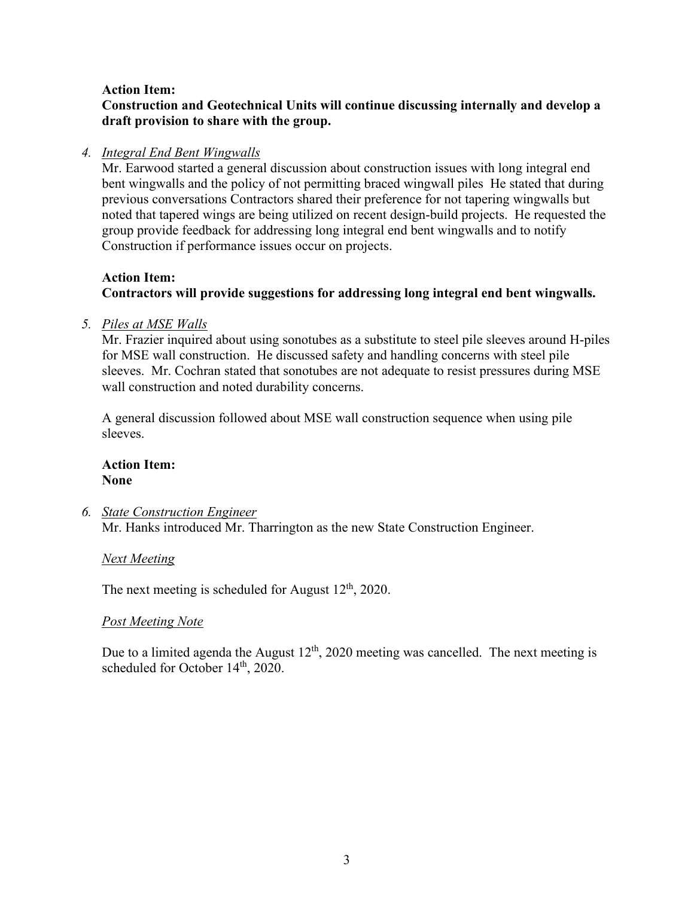**Action Item:**
**Construction and Geotechnical Units will continue discussing internally and develop a draft provision to share with the group.**

4. *Integral End Bent Wingwalls*

Mr. Earwood started a general discussion about construction issues with long integral end bent wingwalls and the policy of not permitting braced wingwall piles He stated that during previous conversations Contractors shared their preference for not tapering wingwalls but noted that tapered wings are being utilized on recent design-build projects. He requested the group provide feedback for addressing long integral end bent wingwalls and to notify Construction if performance issues occur on projects.

**Action Item:**
**Contractors will provide suggestions for addressing long integral end bent wingwalls.**

5. *Piles at MSE Walls*

Mr. Frazier inquired about using sonotubes as a substitute to steel pile sleeves around H-piles for MSE wall construction. He discussed safety and handling concerns with steel pile sleeves. Mr. Cochran stated that sonotubes are not adequate to resist pressures during MSE wall construction and noted durability concerns.

A general discussion followed about MSE wall construction sequence when using pile sleeves.

**Action Item:**
**None**

6. *State Construction Engineer*

Mr. Hanks introduced Mr. Tharrington as the new State Construction Engineer.

*Next Meeting*

The next meeting is scheduled for August 12th, 2020.

*Post Meeting Note*

Due to a limited agenda the August 12th, 2020 meeting was cancelled. The next meeting is scheduled for October 14th, 2020.